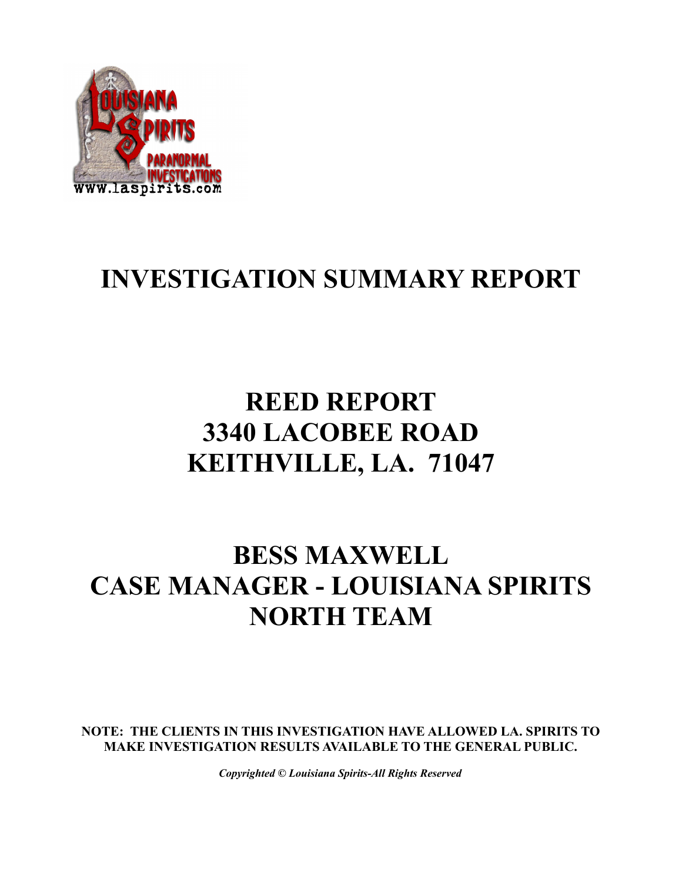# INVESTIGATION SUMMARY REPORT

## REED REPORT
## 3340 LACOBEE ROAD
## KEITHVILLE, LA. 71047

## BESS MAXWELL
## CASE MANAGER - LOUISIANA SPIRITS NORTH TEAM

**NOTE: THE CLIENTS IN THIS INVESTIGATION HAVE ALLOWED LA. SPIRITS TO MAKE INVESTIGATION RESULTS AVAILABLE TO THE GENERAL PUBLIC.**

***Copyrighted © Louisiana Spirits-All Rights Reserved***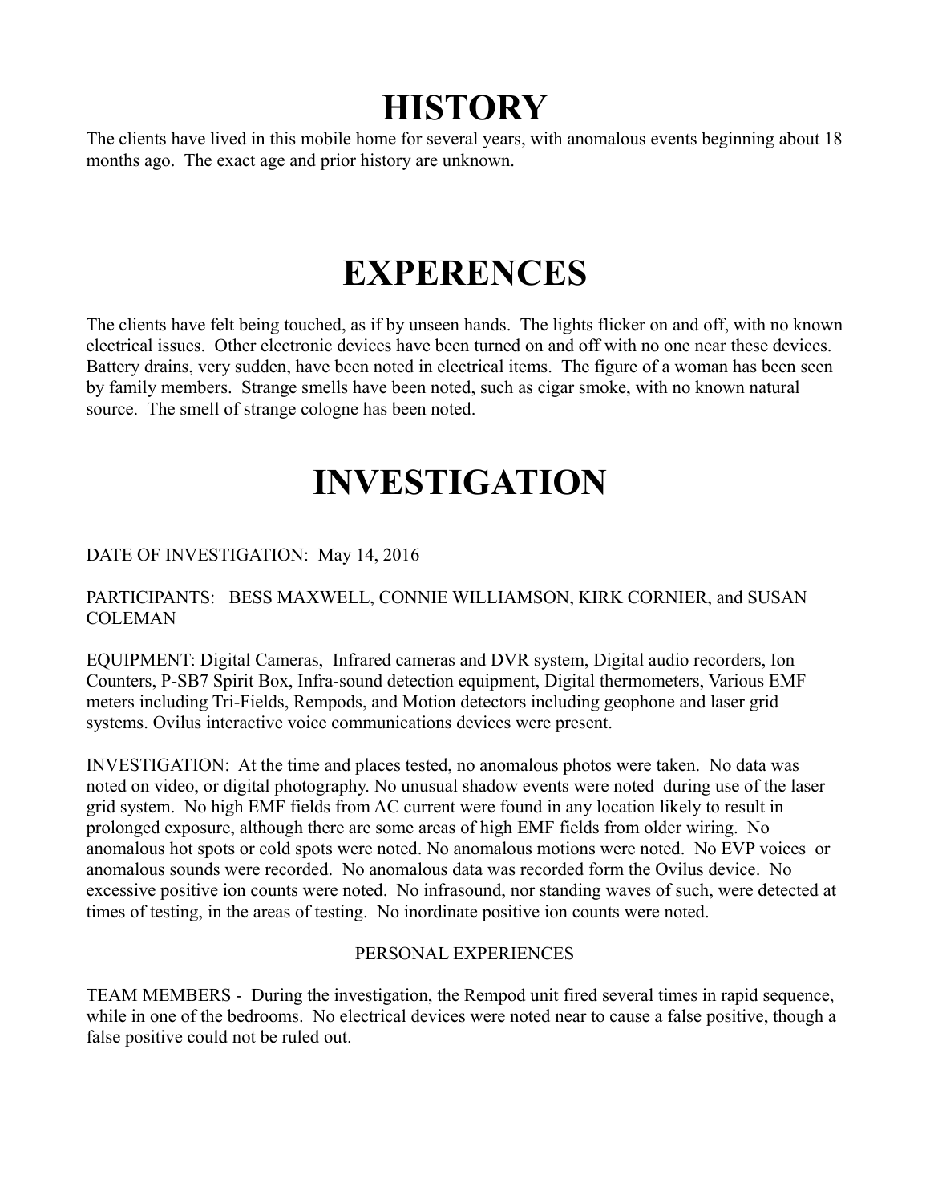# HISTORY

The clients have lived in this mobile home for several years, with anomalous events beginning about 18 months ago. The exact age and prior history are unknown.

# EXPERENCES

The clients have felt being touched, as if by unseen hands. The lights flicker on and off, with no known electrical issues. Other electronic devices have been turned on and off with no one near these devices. Battery drains, very sudden, have been noted in electrical items. The figure of a woman has been seen by family members. Strange smells have been noted, such as cigar smoke, with no known natural source. The smell of strange cologne has been noted.

# INVESTIGATION

DATE OF INVESTIGATION: May 14, 2016

PARTICIPANTS: BESS MAXWELL, CONNIE WILLIAMSON, KIRK CORNIER, and SUSAN COLEMAN

EQUIPMENT: Digital Cameras, Infrared cameras and DVR system, Digital audio recorders, Ion Counters, P-SB7 Spirit Box, Infra-sound detection equipment, Digital thermometers, Various EMF meters including Tri-Fields, Rempods, and Motion detectors including geophone and laser grid systems. Ovilus interactive voice communications devices were present.

INVESTIGATION: At the time and places tested, no anomalous photos were taken. No data was noted on video, or digital photography. No unusual shadow events were noted during use of the laser grid system. No high EMF fields from AC current were found in any location likely to result in prolonged exposure, although there are some areas of high EMF fields from older wiring. No anomalous hot spots or cold spots were noted. No anomalous motions were noted. No EVP voices or anomalous sounds were recorded. No anomalous data was recorded form the Ovilus device. No excessive positive ion counts were noted. No infrasound, nor standing waves of such, were detected at times of testing, in the areas of testing. No inordinate positive ion counts were noted.

PERSONAL EXPERIENCES

TEAM MEMBERS - During the investigation, the Rempod unit fired several times in rapid sequence, while in one of the bedrooms. No electrical devices were noted near to cause a false positive, though a false positive could not be ruled out.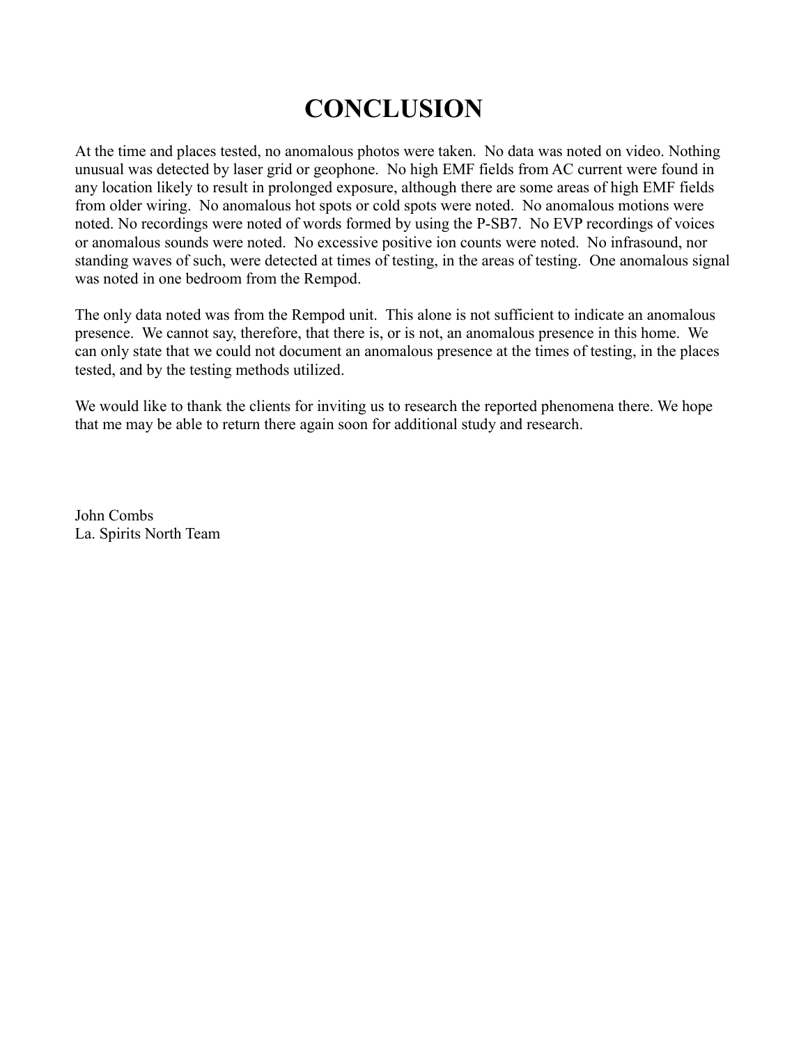# CONCLUSION

At the time and places tested, no anomalous photos were taken. No data was noted on video. Nothing unusual was detected by laser grid or geophone. No high EMF fields from AC current were found in any location likely to result in prolonged exposure, although there are some areas of high EMF fields from older wiring. No anomalous hot spots or cold spots were noted. No anomalous motions were noted. No recordings were noted of words formed by using the P-SB7. No EVP recordings of voices or anomalous sounds were noted. No excessive positive ion counts were noted. No infrasound, nor standing waves of such, were detected at times of testing, in the areas of testing. One anomalous signal was noted in one bedroom from the Rempod.

The only data noted was from the Rempod unit. This alone is not sufficient to indicate an anomalous presence. We cannot say, therefore, that there is, or is not, an anomalous presence in this home. We can only state that we could not document an anomalous presence at the times of testing, in the places tested, and by the testing methods utilized.

We would like to thank the clients for inviting us to research the reported phenomena there. We hope that me may be able to return there again soon for additional study and research.

John Combs
La. Spirits North Team